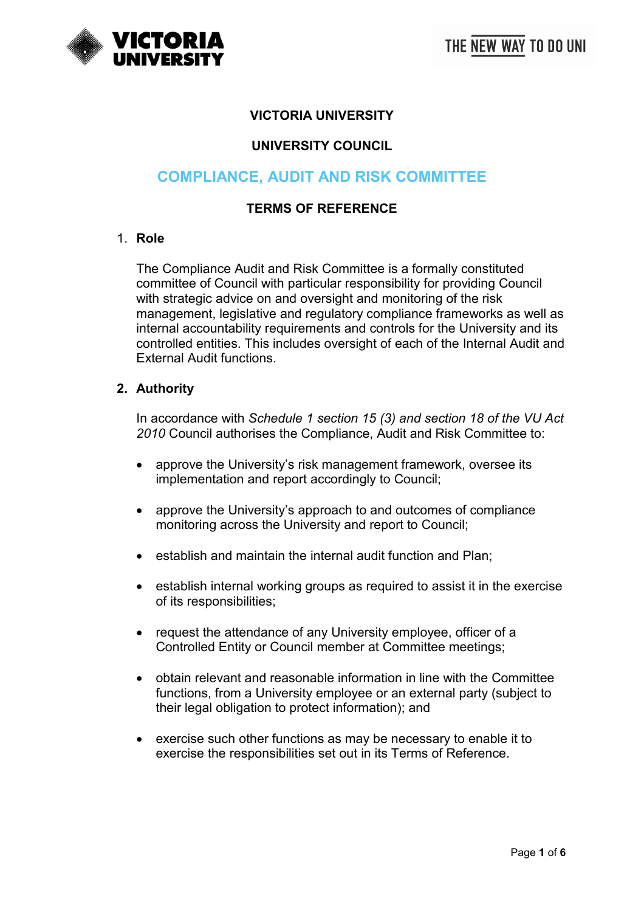# VICTORIA UNIVERSITY

## UNIVERSITY COUNCIL

## COMPLIANCE, AUDIT AND RISK COMMITTEE

## TERMS OF REFERENCE

1. **Role**

   The Compliance Audit and Risk Committee is a formally constituted committee of Council with particular responsibility for providing Council with strategic advice on and oversight and monitoring of the risk management, legislative and regulatory compliance frameworks as well as internal accountability requirements and controls for the University and its controlled entities. This includes oversight of each of the Internal Audit and External Audit functions.

2. **Authority**

   In accordance with *Schedule 1 section 15 (3) and section 18 of the VU Act 2010* Council authorises the Compliance, Audit and Risk Committee to:

   - approve the University's risk management framework, oversee its implementation and report accordingly to Council;
   - approve the University's approach to and outcomes of compliance monitoring across the University and report to Council;
   - establish and maintain the internal audit function and Plan;
   - establish internal working groups as required to assist it in the exercise of its responsibilities;
   - request the attendance of any University employee, officer of a Controlled Entity or Council member at Committee meetings;
   - obtain relevant and reasonable information in line with the Committee functions, from a University employee or an external party (subject to their legal obligation to protect information); and
   - exercise such other functions as may be necessary to enable it to exercise the responsibilities set out in its Terms of Reference.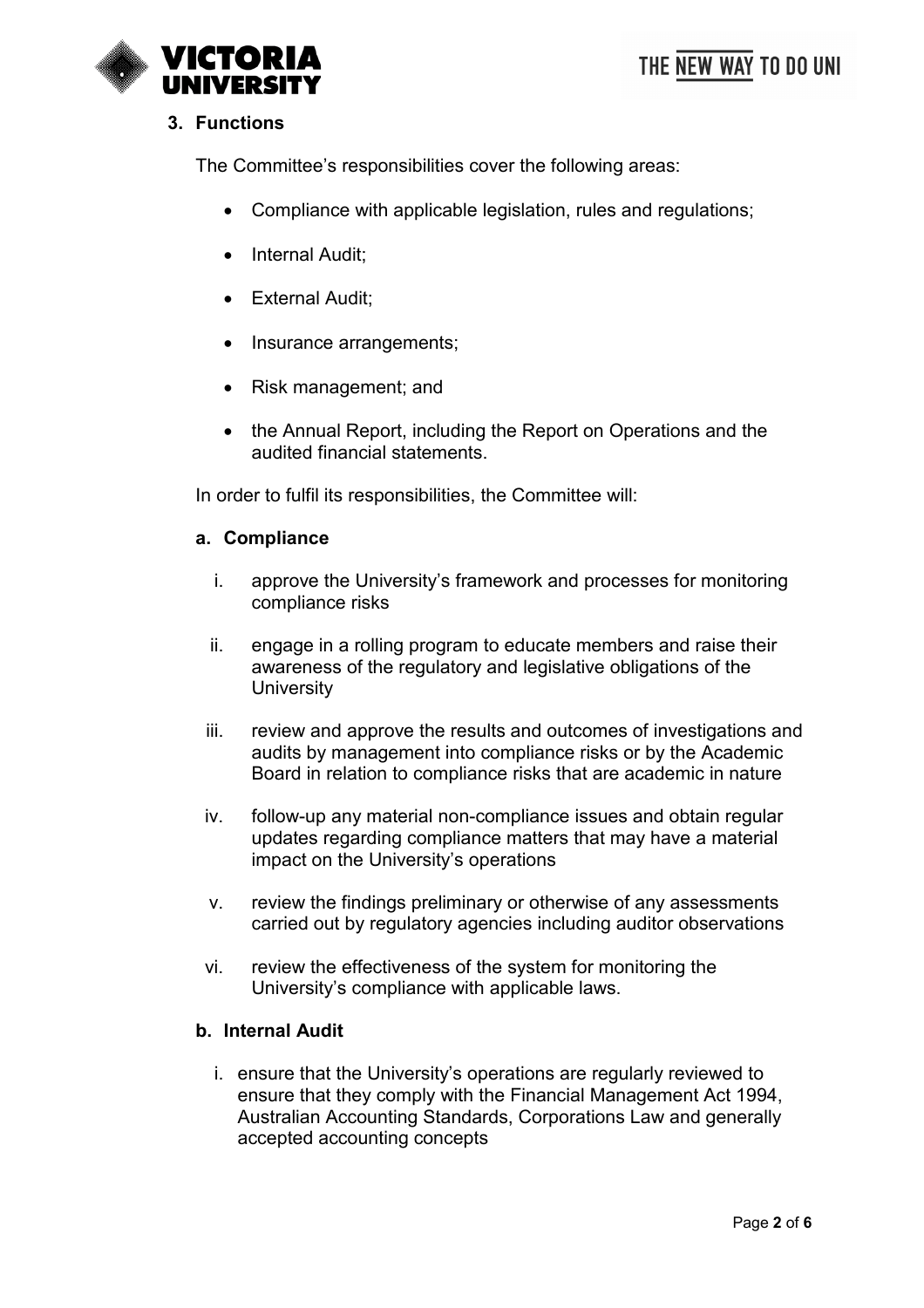## 3. Functions

The Committee's responsibilities cover the following areas:

- Compliance with applicable legislation, rules and regulations;
- Internal Audit;
- External Audit;
- Insurance arrangements;
- Risk management; and
- the Annual Report, including the Report on Operations and the audited financial statements.

In order to fulfil its responsibilities, the Committee will:

### a. Compliance

i. approve the University's framework and processes for monitoring compliance risks

ii. engage in a rolling program to educate members and raise their awareness of the regulatory and legislative obligations of the University

iii. review and approve the results and outcomes of investigations and audits by management into compliance risks or by the Academic Board in relation to compliance risks that are academic in nature

iv. follow-up any material non-compliance issues and obtain regular updates regarding compliance matters that may have a material impact on the University's operations

v. review the findings preliminary or otherwise of any assessments carried out by regulatory agencies including auditor observations

vi. review the effectiveness of the system for monitoring the University's compliance with applicable laws.

### b. Internal Audit

i. ensure that the University's operations are regularly reviewed to ensure that they comply with the Financial Management Act 1994, Australian Accounting Standards, Corporations Law and generally accepted accounting concepts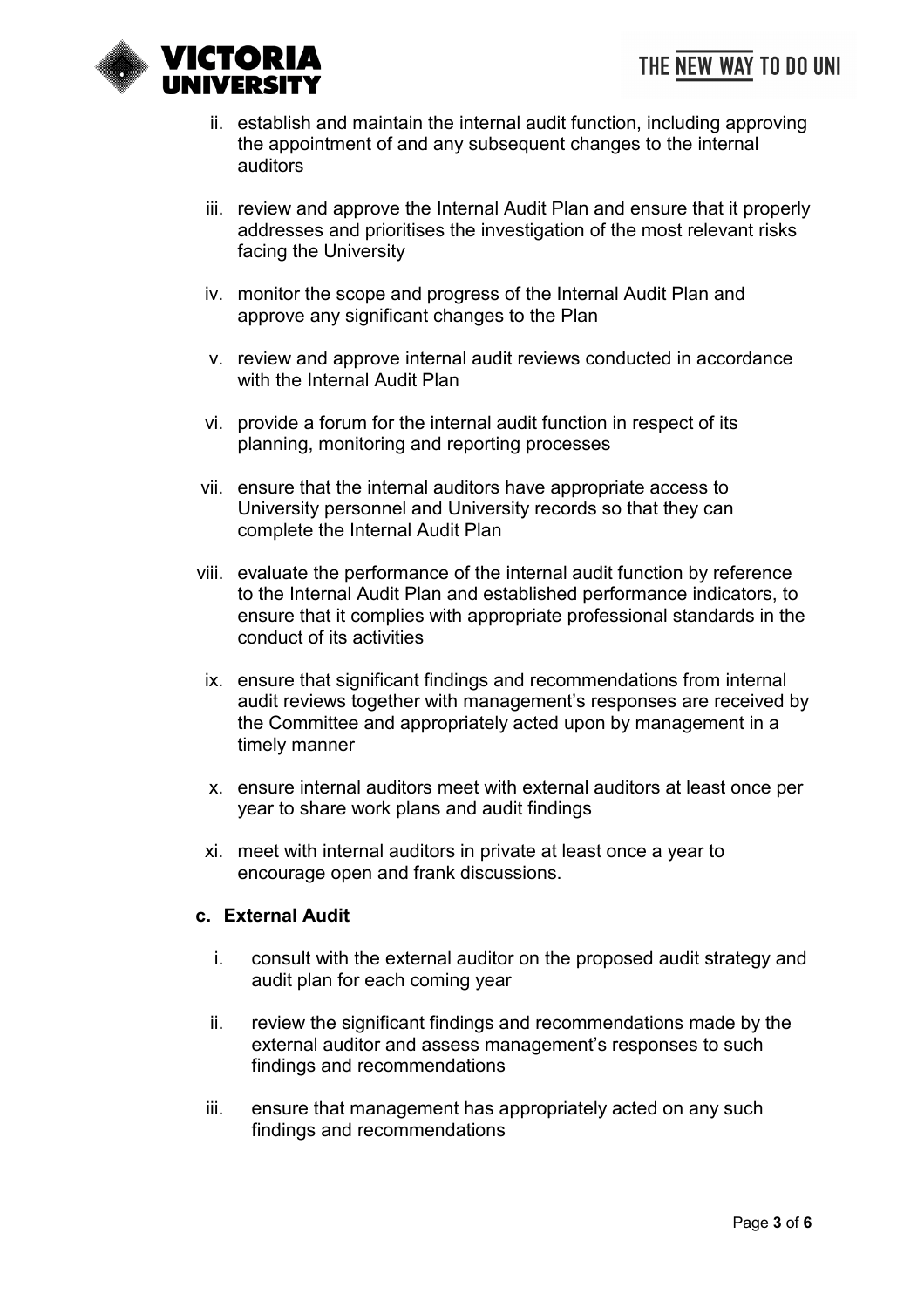ii. establish and maintain the internal audit function, including approving the appointment of and any subsequent changes to the internal auditors

iii. review and approve the Internal Audit Plan and ensure that it properly addresses and prioritises the investigation of the most relevant risks facing the University

iv. monitor the scope and progress of the Internal Audit Plan and approve any significant changes to the Plan

v. review and approve internal audit reviews conducted in accordance with the Internal Audit Plan

vi. provide a forum for the internal audit function in respect of its planning, monitoring and reporting processes

vii. ensure that the internal auditors have appropriate access to University personnel and University records so that they can complete the Internal Audit Plan

viii. evaluate the performance of the internal audit function by reference to the Internal Audit Plan and established performance indicators, to ensure that it complies with appropriate professional standards in the conduct of its activities

ix. ensure that significant findings and recommendations from internal audit reviews together with management's responses are received by the Committee and appropriately acted upon by management in a timely manner

x. ensure internal auditors meet with external auditors at least once per year to share work plans and audit findings

xi. meet with internal auditors in private at least once a year to encourage open and frank discussions.

**c. External Audit**

i. consult with the external auditor on the proposed audit strategy and audit plan for each coming year

ii. review the significant findings and recommendations made by the external auditor and assess management's responses to such findings and recommendations

iii. ensure that management has appropriately acted on any such findings and recommendations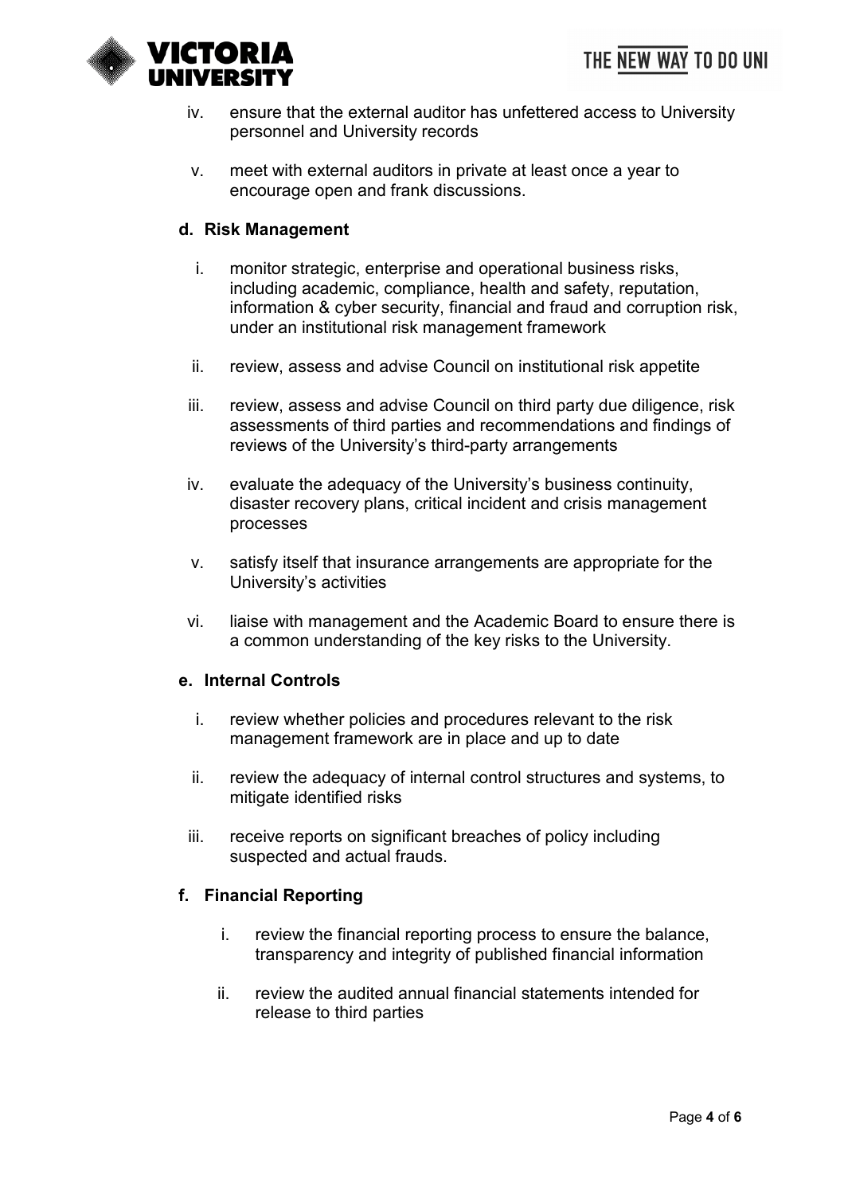iv. ensure that the external auditor has unfettered access to University personnel and University records

v. meet with external auditors in private at least once a year to encourage open and frank discussions.

**d. Risk Management**

i. monitor strategic, enterprise and operational business risks, including academic, compliance, health and safety, reputation, information & cyber security, financial and fraud and corruption risk, under an institutional risk management framework

ii. review, assess and advise Council on institutional risk appetite

iii. review, assess and advise Council on third party due diligence, risk assessments of third parties and recommendations and findings of reviews of the University's third-party arrangements

iv. evaluate the adequacy of the University's business continuity, disaster recovery plans, critical incident and crisis management processes

v. satisfy itself that insurance arrangements are appropriate for the University's activities

vi. liaise with management and the Academic Board to ensure there is a common understanding of the key risks to the University.

**e. Internal Controls**

i. review whether policies and procedures relevant to the risk management framework are in place and up to date

ii. review the adequacy of internal control structures and systems, to mitigate identified risks

iii. receive reports on significant breaches of policy including suspected and actual frauds.

**f. Financial Reporting**

i. review the financial reporting process to ensure the balance, transparency and integrity of published financial information

ii. review the audited annual financial statements intended for release to third parties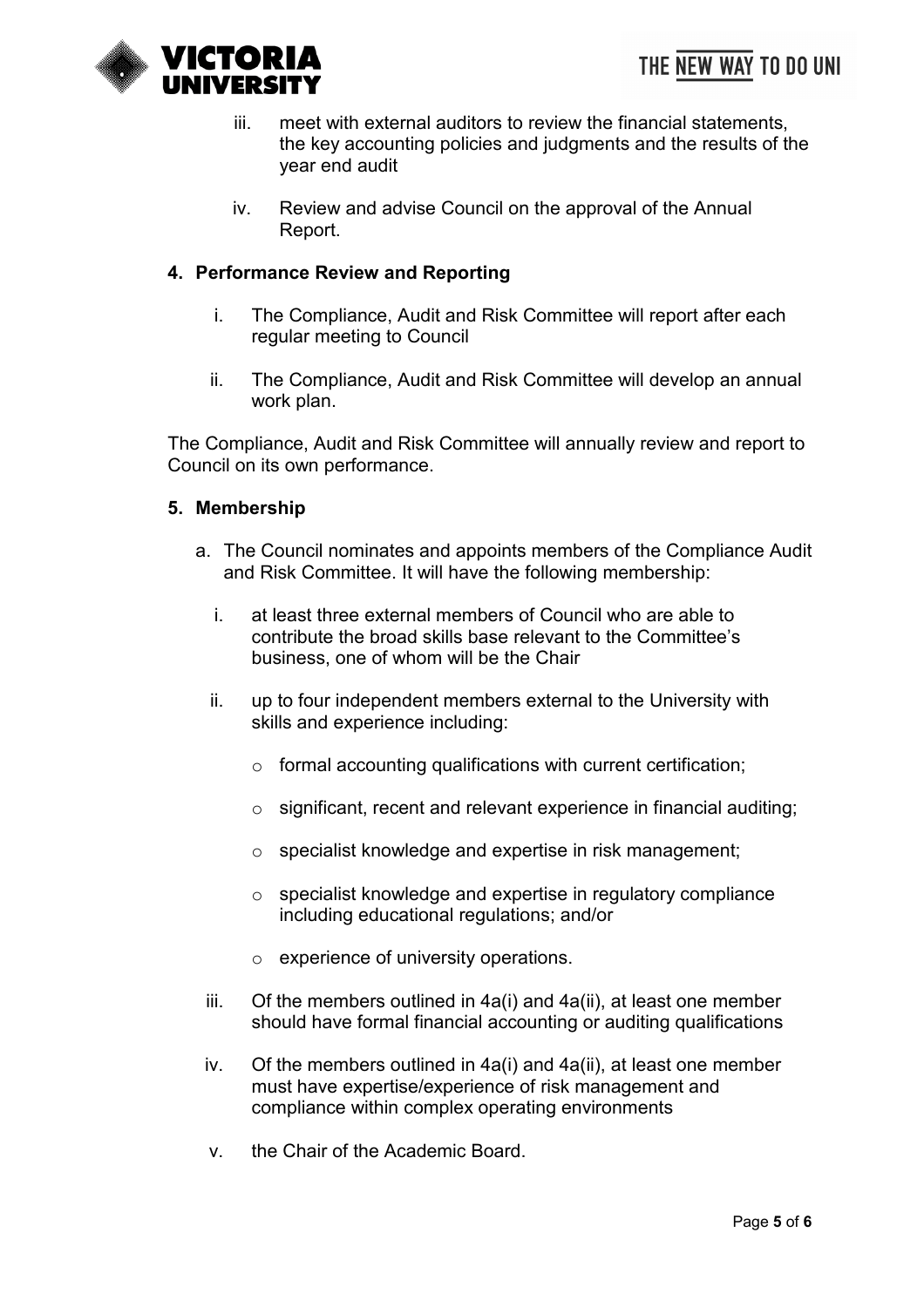iii. meet with external auditors to review the financial statements, the key accounting policies and judgments and the results of the year end audit

iv. Review and advise Council on the approval of the Annual Report.

**4. Performance Review and Reporting**

i. The Compliance, Audit and Risk Committee will report after each regular meeting to Council

ii. The Compliance, Audit and Risk Committee will develop an annual work plan.

The Compliance, Audit and Risk Committee will annually review and report to Council on its own performance.

**5. Membership**

a. The Council nominates and appoints members of the Compliance Audit and Risk Committee. It will have the following membership:

i. at least three external members of Council who are able to contribute the broad skills base relevant to the Committee's business, one of whom will be the Chair

ii. up to four independent members external to the University with skills and experience including:

- formal accounting qualifications with current certification;
- significant, recent and relevant experience in financial auditing;
- specialist knowledge and expertise in risk management;
- specialist knowledge and expertise in regulatory compliance including educational regulations; and/or
- experience of university operations.

iii. Of the members outlined in 4a(i) and 4a(ii), at least one member should have formal financial accounting or auditing qualifications

iv. Of the members outlined in 4a(i) and 4a(ii), at least one member must have expertise/experience of risk management and compliance within complex operating environments

v. the Chair of the Academic Board.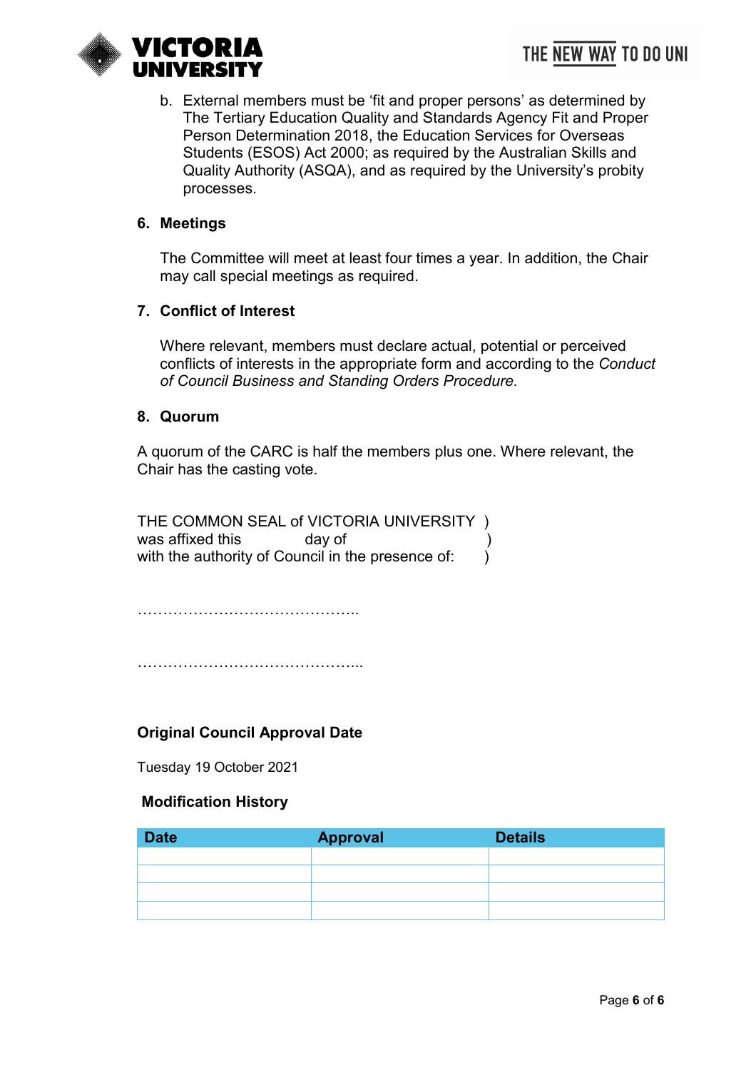b. External members must be 'fit and proper persons' as determined by The Tertiary Education Quality and Standards Agency Fit and Proper Person Determination 2018, the Education Services for Overseas Students (ESOS) Act 2000; as required by the Australian Skills and Quality Authority (ASQA), and as required by the University's probity processes.

## 6. Meetings

The Committee will meet at least four times a year. In addition, the Chair may call special meetings as required.

## 7. Conflict of Interest

Where relevant, members must declare actual, potential or perceived conflicts of interests in the appropriate form and according to the *Conduct of Council Business and Standing Orders Procedure.*

## 8. Quorum

A quorum of the CARC is half the members plus one. Where relevant, the Chair has the casting vote.

THE COMMON SEAL of VICTORIA UNIVERSITY )
was affixed this            day of            )
with the authority of Council in the presence of: )

……………………………………..

……………………………………...

**Original Council Approval Date**

Tuesday 19 October 2021

**Modification History**

| Date | Approval | Details |
|---|---|---|
| | | |
| | | |
| | | |
| | | |